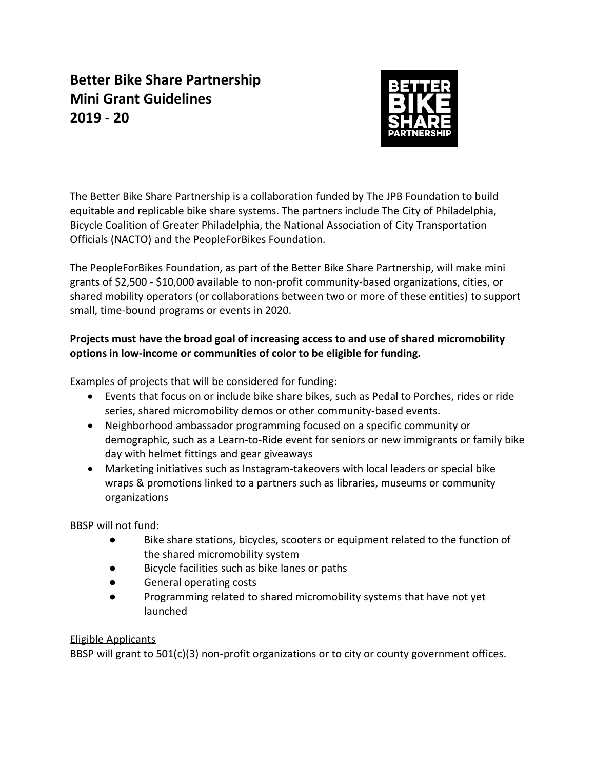# Better Bike Share Partnership
# Mini Grant Guidelines
# 2019 - 20

The Better Bike Share Partnership is a collaboration funded by The JPB Foundation to build equitable and replicable bike share systems. The partners include The City of Philadelphia, Bicycle Coalition of Greater Philadelphia, the National Association of City Transportation Officials (NACTO) and the PeopleForBikes Foundation.

The PeopleForBikes Foundation, as part of the Better Bike Share Partnership, will make mini grants of $2,500 - $10,000 available to non-profit community-based organizations, cities, or shared mobility operators (or collaborations between two or more of these entities) to support small, time-bound programs or events in 2020.

**Projects must have the broad goal of increasing access to and use of shared micromobility options in low-income or communities of color to be eligible for funding.**

Examples of projects that will be considered for funding:

- Events that focus on or include bike share bikes, such as Pedal to Porches, rides or ride series, shared micromobility demos or other community-based events.
- Neighborhood ambassador programming focused on a specific community or demographic, such as a Learn-to-Ride event for seniors or new immigrants or family bike day with helmet fittings and gear giveaways
- Marketing initiatives such as Instagram-takeovers with local leaders or special bike wraps & promotions linked to a partners such as libraries, museums or community organizations

BBSP will not fund:

- Bike share stations, bicycles, scooters or equipment related to the function of the shared micromobility system
- Bicycle facilities such as bike lanes or paths
- General operating costs
- Programming related to shared micromobility systems that have not yet launched

<u>Eligible Applicants</u>

BBSP will grant to 501(c)(3) non-profit organizations or to city or county government offices.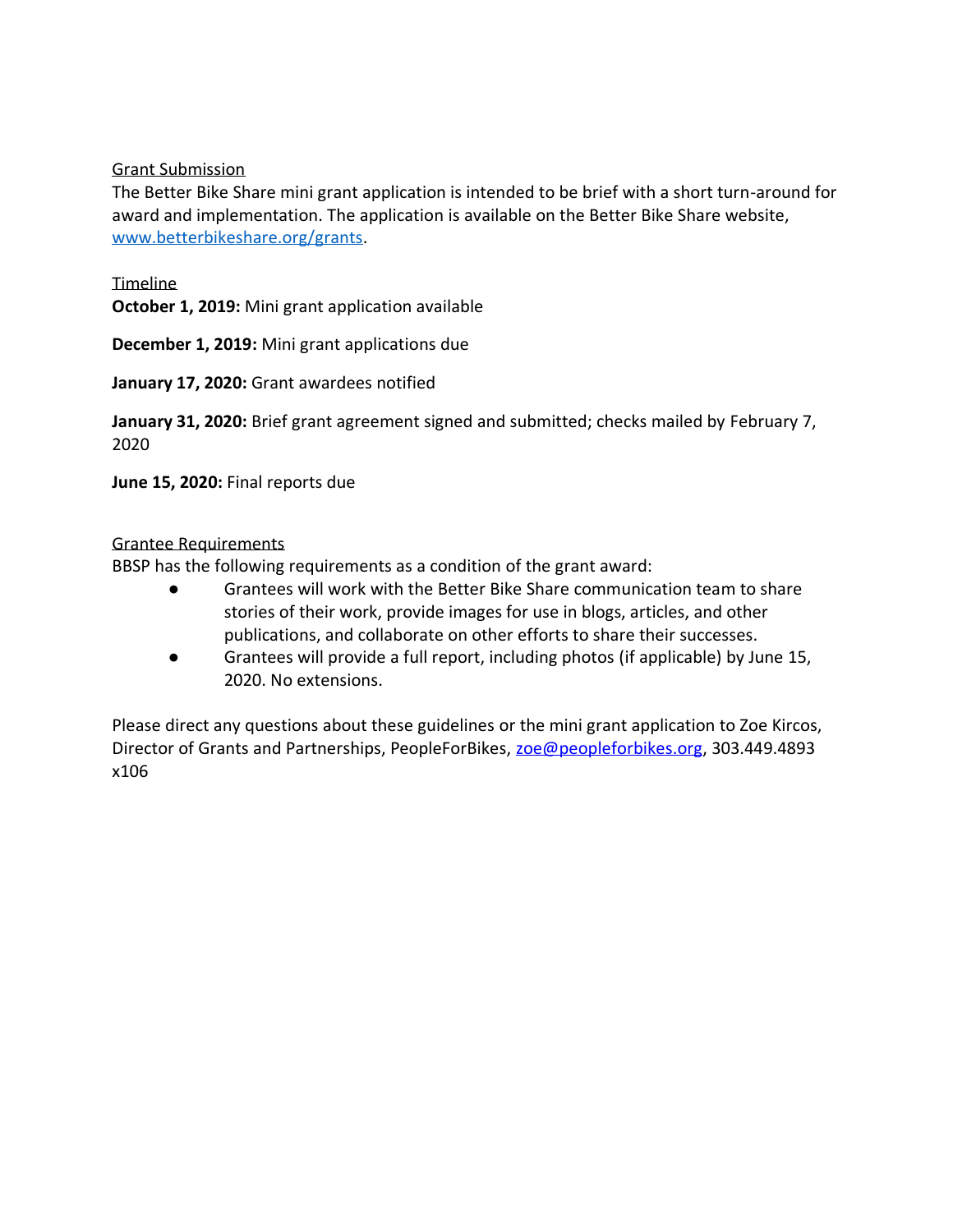Grant Submission

The Better Bike Share mini grant application is intended to be brief with a short turn-around for award and implementation. The application is available on the Better Bike Share website, [www.betterbikeshare.org/grants](http://www.betterbikeshare.org/grants).

Timeline

**October 1, 2019:** Mini grant application available

**December 1, 2019:** Mini grant applications due

**January 17, 2020:** Grant awardees notified

**January 31, 2020:** Brief grant agreement signed and submitted; checks mailed by February 7, 2020

**June 15, 2020:** Final reports due

Grantee Requirements

BBSP has the following requirements as a condition of the grant award:

- Grantees will work with the Better Bike Share communication team to share stories of their work, provide images for use in blogs, articles, and other publications, and collaborate on other efforts to share their successes.
- Grantees will provide a full report, including photos (if applicable) by June 15, 2020. No extensions.

Please direct any questions about these guidelines or the mini grant application to Zoe Kircos, Director of Grants and Partnerships, PeopleForBikes, [zoe@peopleforbikes.org](mailto:zoe@peopleforbikes.org), 303.449.4893 x106